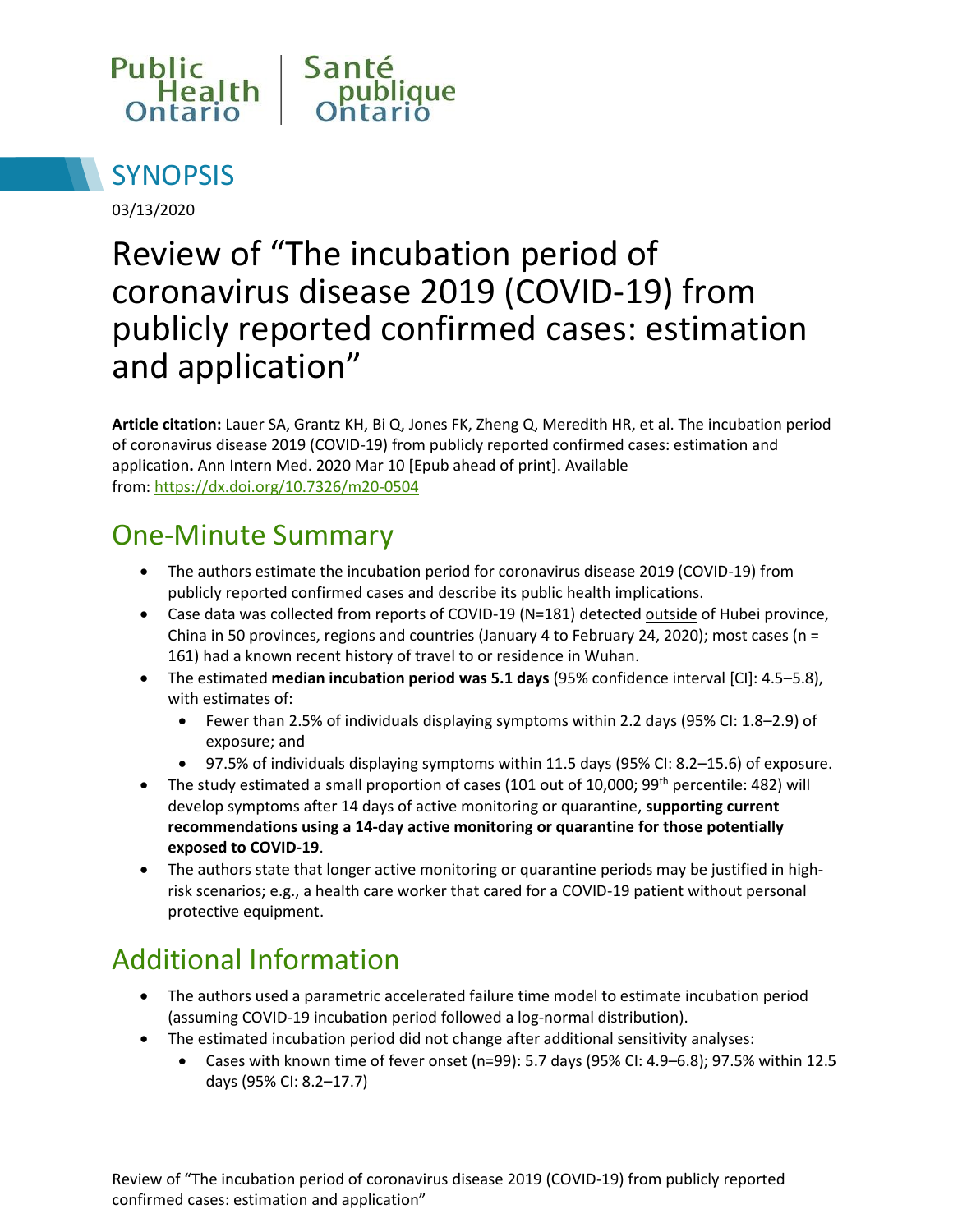Public Health Ontario | Santé publique Ontario

# SYNOPSIS

03/13/2020

# Review of "The incubation period of coronavirus disease 2019 (COVID-19) from publicly reported confirmed cases: estimation and application"

**Article citation:** Lauer SA, Grantz KH, Bi Q, Jones FK, Zheng Q, Meredith HR, et al. The incubation period of coronavirus disease 2019 (COVID-19) from publicly reported confirmed cases: estimation and application**.** Ann Intern Med. 2020 Mar 10 [Epub ahead of print]. Available from: https://dx.doi.org/10.7326/m20-0504

## One-Minute Summary

- The authors estimate the incubation period for coronavirus disease 2019 (COVID-19) from publicly reported confirmed cases and describe its public health implications.
- Case data was collected from reports of COVID-19 (N=181) detected outside of Hubei province, China in 50 provinces, regions and countries (January 4 to February 24, 2020); most cases (n = 161) had a known recent history of travel to or residence in Wuhan.
- The estimated **median incubation period was 5.1 days** (95% confidence interval [CI]: 4.5–5.8), with estimates of:
  - Fewer than 2.5% of individuals displaying symptoms within 2.2 days (95% CI: 1.8–2.9) of exposure; and
  - 97.5% of individuals displaying symptoms within 11.5 days (95% CI: 8.2–15.6) of exposure.
- The study estimated a small proportion of cases (101 out of 10,000; 99th percentile: 482) will develop symptoms after 14 days of active monitoring or quarantine, **supporting current recommendations using a 14-day active monitoring or quarantine for those potentially exposed to COVID-19**.
- The authors state that longer active monitoring or quarantine periods may be justified in high-risk scenarios; e.g., a health care worker that cared for a COVID-19 patient without personal protective equipment.

## Additional Information

- The authors used a parametric accelerated failure time model to estimate incubation period (assuming COVID-19 incubation period followed a log-normal distribution).
- The estimated incubation period did not change after additional sensitivity analyses:
  - Cases with known time of fever onset (n=99): 5.7 days (95% CI: 4.9–6.8); 97.5% within 12.5 days (95% CI: 8.2–17.7)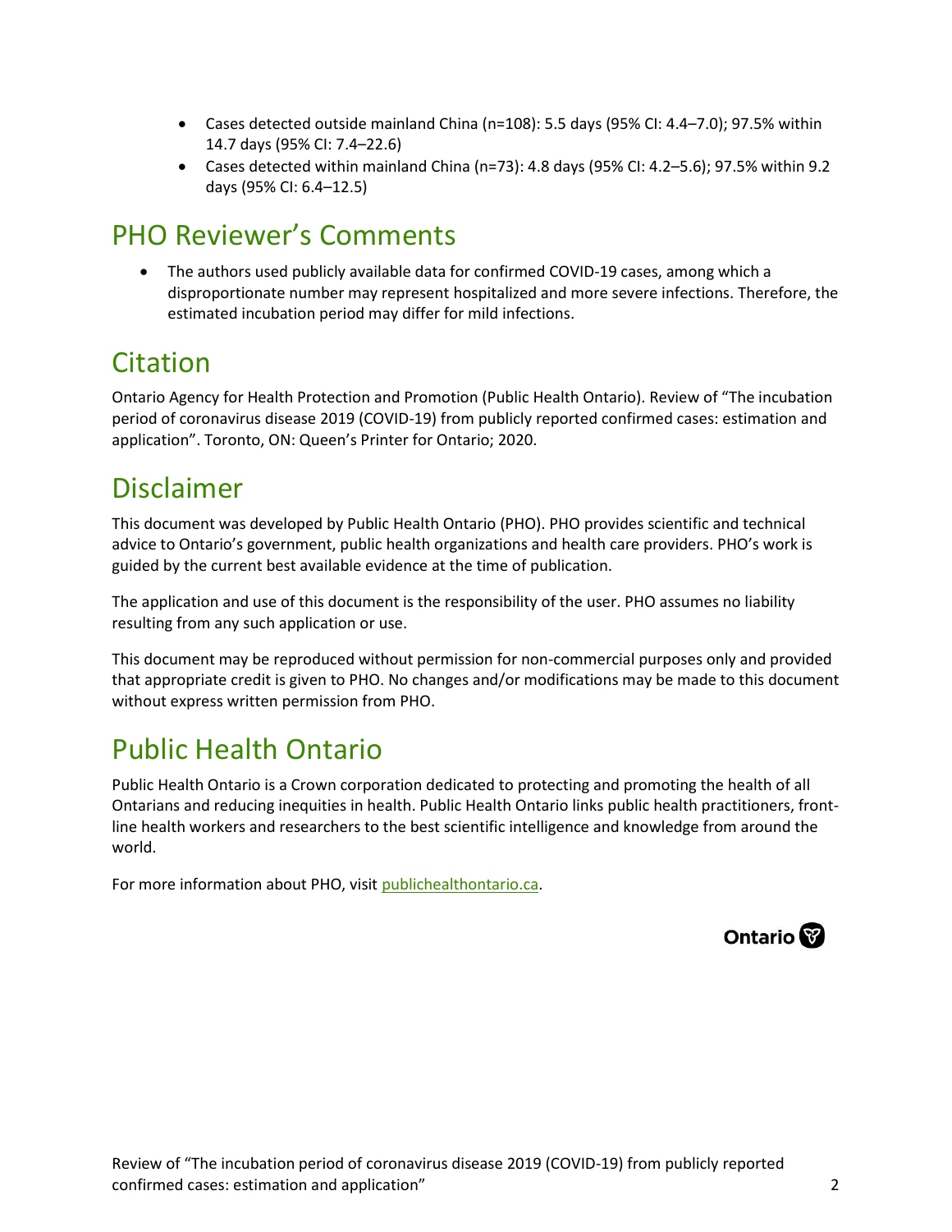- Cases detected outside mainland China (n=108): 5.5 days (95% CI: 4.4–7.0); 97.5% within 14.7 days (95% CI: 7.4–22.6)
- Cases detected within mainland China (n=73): 4.8 days (95% CI: 4.2–5.6); 97.5% within 9.2 days (95% CI: 6.4–12.5)

# PHO Reviewer's Comments

- The authors used publicly available data for confirmed COVID-19 cases, among which a disproportionate number may represent hospitalized and more severe infections. Therefore, the estimated incubation period may differ for mild infections.

# Citation

Ontario Agency for Health Protection and Promotion (Public Health Ontario). Review of "The incubation period of coronavirus disease 2019 (COVID-19) from publicly reported confirmed cases: estimation and application". Toronto, ON: Queen's Printer for Ontario; 2020.

# Disclaimer

This document was developed by Public Health Ontario (PHO). PHO provides scientific and technical advice to Ontario's government, public health organizations and health care providers. PHO's work is guided by the current best available evidence at the time of publication.

The application and use of this document is the responsibility of the user. PHO assumes no liability resulting from any such application or use.

This document may be reproduced without permission for non-commercial purposes only and provided that appropriate credit is given to PHO. No changes and/or modifications may be made to this document without express written permission from PHO.

# Public Health Ontario

Public Health Ontario is a Crown corporation dedicated to protecting and promoting the health of all Ontarians and reducing inequities in health. Public Health Ontario links public health practitioners, front-line health workers and researchers to the best scientific intelligence and knowledge from around the world.

For more information about PHO, visit publichealthontario.ca.

Ontario